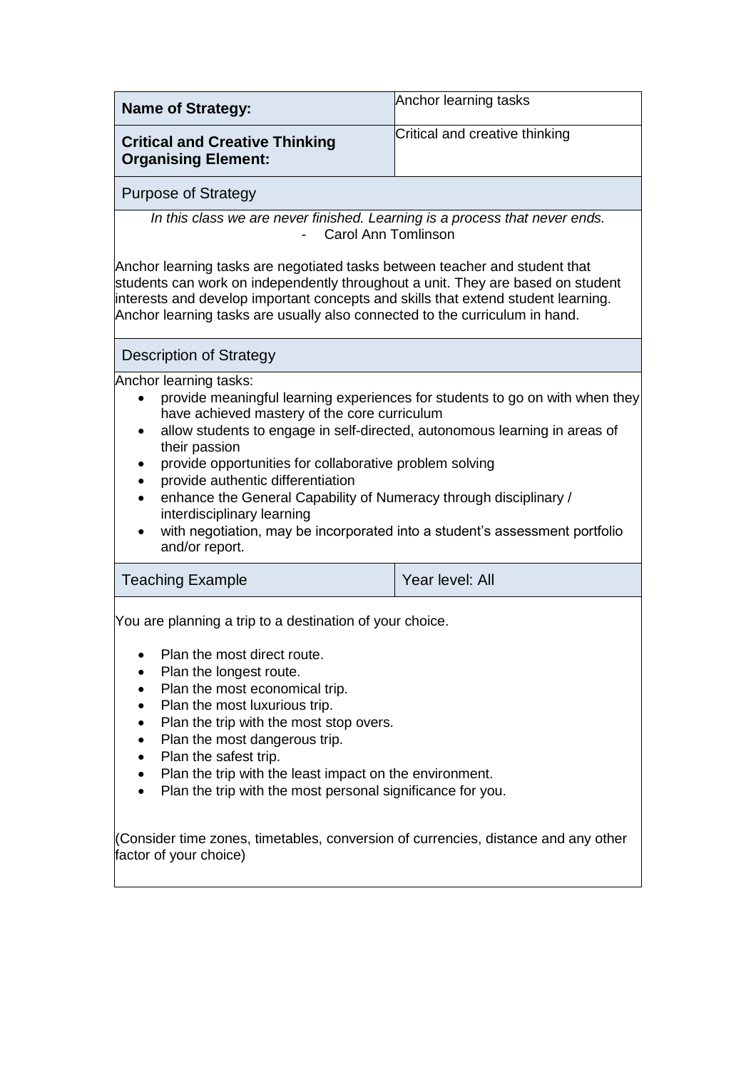| **Name of Strategy:** | Anchor learning tasks |
| --- | --- |
| **Critical and Creative Thinking Organising Element:** | Critical and creative thinking |

## Purpose of Strategy

*In this class we are never finished. Learning is a process that never ends.*
- Carol Ann Tomlinson

Anchor learning tasks are negotiated tasks between teacher and student that students can work on independently throughout a unit. They are based on student interests and develop important concepts and skills that extend student learning. Anchor learning tasks are usually also connected to the curriculum in hand.

## Description of Strategy

Anchor learning tasks:

- provide meaningful learning experiences for students to go on with when they have achieved mastery of the core curriculum
- allow students to engage in self-directed, autonomous learning in areas of their passion
- provide opportunities for collaborative problem solving
- provide authentic differentiation
- enhance the General Capability of Numeracy through disciplinary / interdisciplinary learning
- with negotiation, may be incorporated into a student's assessment portfolio and/or report.

| Teaching Example | Year level: All |
| --- | --- |

You are planning a trip to a destination of your choice.

- Plan the most direct route.
- Plan the longest route.
- Plan the most economical trip.
- Plan the most luxurious trip.
- Plan the trip with the most stop overs.
- Plan the most dangerous trip.
- Plan the safest trip.
- Plan the trip with the least impact on the environment.
- Plan the trip with the most personal significance for you.

(Consider time zones, timetables, conversion of currencies, distance and any other factor of your choice)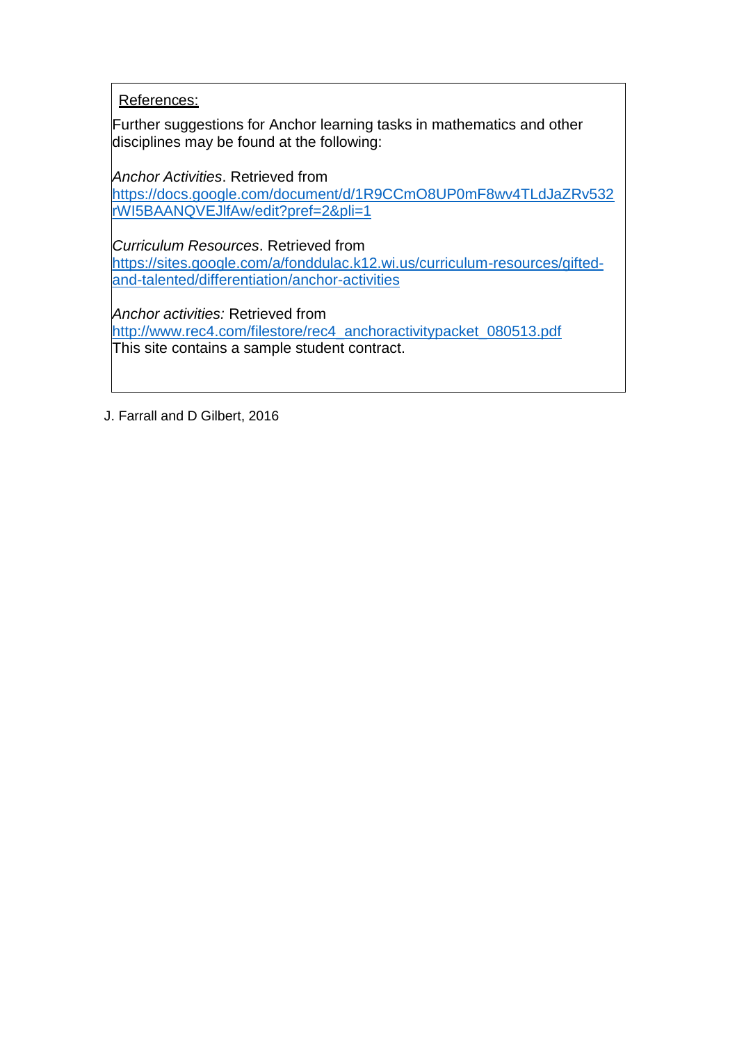<u>References:</u>

Further suggestions for Anchor learning tasks in mathematics and other disciplines may be found at the following:

*Anchor Activities*. Retrieved from
https://docs.google.com/document/d/1R9CCmO8UP0mF8wv4TLdJaZRv532rWI5BAANQVEJlfAw/edit?pref=2&pli=1

*Curriculum Resources*. Retrieved from
https://sites.google.com/a/fonddulac.k12.wi.us/curriculum-resources/gifted-and-talented/differentiation/anchor-activities

*Anchor activities:* Retrieved from
http://www.rec4.com/filestore/rec4_anchoractivitypacket_080513.pdf
This site contains a sample student contract.

J. Farrall and D Gilbert, 2016